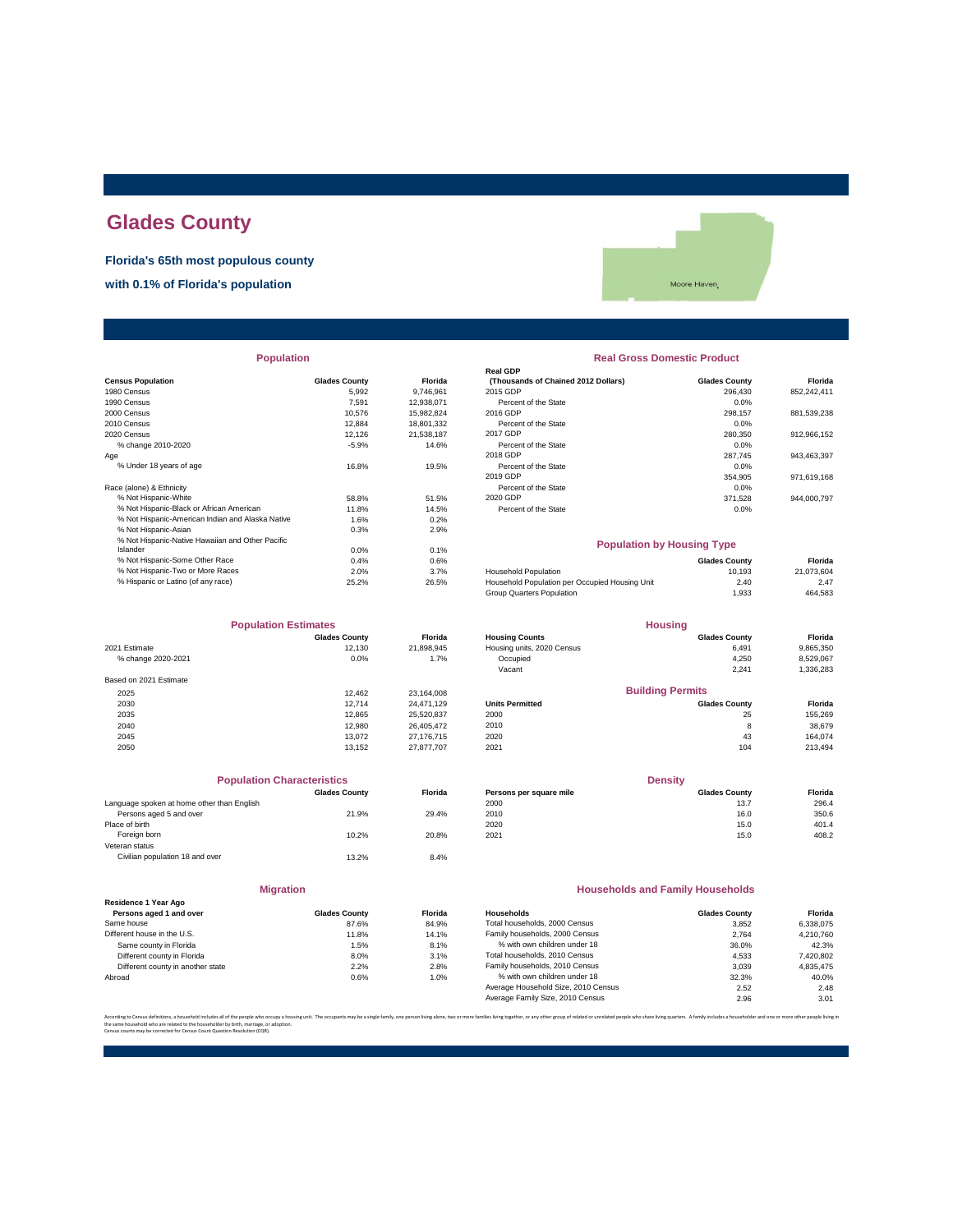# Glades County

**Florida's 65th most populous county**

**with 0.1% of Florida's population**

Moore Haven

## Population

| Census Population | Glades County | Florida |
|---|---|---|
| 1980 Census | 5,992 | 9,746,961 |
| 1990 Census | 7,591 | 12,938,071 |
| 2000 Census | 10,576 | 15,982,824 |
| 2010 Census | 12,884 | 18,801,332 |
| 2020 Census | 12,126 | 21,538,187 |
| % change 2010-2020 | -5.9% | 14.6% |
| Age | | |
| % Under 18 years of age | 16.8% | 19.5% |
| Race (alone) & Ethnicity | | |
| % Not Hispanic-White | 58.8% | 51.5% |
| % Not Hispanic-Black or African American | 11.8% | 14.5% |
| % Not Hispanic-American Indian and Alaska Native | 1.6% | 0.2% |
| % Not Hispanic-Asian | 0.3% | 2.9% |
| % Not Hispanic-Native Hawaiian and Other Pacific Islander | 0.0% | 0.1% |
| % Not Hispanic-Some Other Race | 0.4% | 0.6% |
| % Not Hispanic-Two or More Races | 2.0% | 3.7% |
| % Hispanic or Latino (of any race) | 25.2% | 26.5% |

## Real Gross Domestic Product

| Real GDP (Thousands of Chained 2012 Dollars) | Glades County | Florida |
|---|---|---|
| 2015 GDP | 296,430 | 852,242,411 |
| Percent of the State | 0.0% | |
| 2016 GDP | 298,157 | 881,539,238 |
| Percent of the State | 0.0% | |
| 2017 GDP | 280,350 | 912,966,152 |
| Percent of the State | 0.0% | |
| 2018 GDP | 287,745 | 943,463,397 |
| Percent of the State | 0.0% | |
| 2019 GDP | 354,905 | 971,619,168 |
| Percent of the State | 0.0% | |
| 2020 GDP | 371,528 | 944,000,797 |
| Percent of the State | 0.0% | |

## Population by Housing Type

| | Glades County | Florida |
|---|---|---|
| Household Population | 10,193 | 21,073,604 |
| Household Population per Occupied Housing Unit | 2.40 | 2.47 |
| Group Quarters Population | 1,933 | 464,583 |

## Population Estimates

| | Glades County | Florida |
|---|---|---|
| 2021 Estimate | 12,130 | 21,898,945 |
| % change 2020-2021 | 0.0% | 1.7% |
| Based on 2021 Estimate | | |
| 2025 | 12,462 | 23,164,008 |
| 2030 | 12,714 | 24,471,129 |
| 2035 | 12,865 | 25,520,837 |
| 2040 | 12,980 | 26,405,472 |
| 2045 | 13,072 | 27,176,715 |
| 2050 | 13,152 | 27,877,707 |

## Housing

| Housing Counts | Glades County | Florida |
|---|---|---|
| Housing units, 2020 Census | 6,491 | 9,865,350 |
| Occupied | 4,250 | 8,529,067 |
| Vacant | 2,241 | 1,336,283 |

## Building Permits

| Units Permitted | Glades County | Florida |
|---|---|---|
| 2000 | 25 | 155,269 |
| 2010 | 8 | 38,679 |
| 2020 | 43 | 164,074 |
| 2021 | 104 | 213,494 |

## Population Characteristics

| | Glades County | Florida |
|---|---|---|
| Language spoken at home other than English | | |
| Persons aged 5 and over | 21.9% | 29.4% |
| Place of birth | | |
| Foreign born | 10.2% | 20.8% |
| Veteran status | | |
| Civilian population 18 and over | 13.2% | 8.4% |

## Density

| Persons per square mile | Glades County | Florida |
|---|---|---|
| 2000 | 13.7 | 296.4 |
| 2010 | 16.0 | 350.6 |
| 2020 | 15.0 | 401.4 |
| 2021 | 15.0 | 408.2 |

## Migration

| Residence 1 Year Ago<br>Persons aged 1 and over | Glades County | Florida |
|---|---|---|
| Same house | 87.6% | 84.9% |
| Different house in the U.S. | 11.8% | 14.1% |
| Same county in Florida | 1.5% | 8.1% |
| Different county in Florida | 8.0% | 3.1% |
| Different county in another state | 2.2% | 2.8% |
| Abroad | 0.6% | 1.0% |

## Households and Family Households

| Households | Glades County | Florida |
|---|---|---|
| Total households, 2000 Census | 3,852 | 6,338,075 |
| Family households, 2000 Census | 2,764 | 4,210,760 |
| % with own children under 18 | 36.0% | 42.3% |
| Total households, 2010 Census | 4,533 | 7,420,802 |
| Family households, 2010 Census | 3,039 | 4,835,475 |
| % with own children under 18 | 32.3% | 40.0% |
| Average Household Size, 2010 Census | 2.52 | 2.48 |
| Average Family Size, 2010 Census | 2.96 | 3.01 |

According to Census definitions, a household includes all of the people who occupy a housing unit. The occupants may be a single family, one person living alone, two or more families living together, or any other group of related or unrelated people who share living quarters. A family includes a householder and one or more other people living in the same household who are related to the householder by birth, marriage, or adoption.
Census counts may be corrected for Census Count Question Resolution (CQR).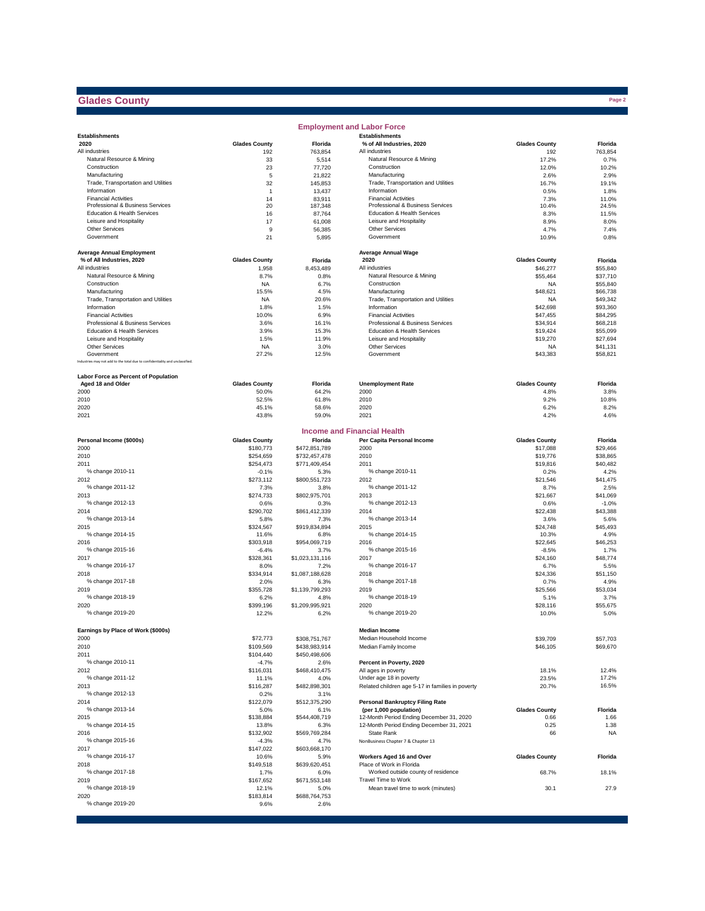# Glades County

## Employment and Labor Force

| Establishments 2020 | Glades County | Florida |
|---|---|---|
| All industries | 192 | 763,854 |
| Natural Resource & Mining | 33 | 5,514 |
| Construction | 23 | 77,720 |
| Manufacturing | 5 | 21,822 |
| Trade, Transportation and Utilities | 32 | 145,853 |
| Information | 1 | 13,437 |
| Financial Activities | 14 | 83,911 |
| Professional & Business Services | 20 | 187,348 |
| Education & Health Services | 16 | 87,764 |
| Leisure and Hospitality | 17 | 61,008 |
| Other Services | 9 | 56,385 |
| Government | 21 | 5,895 |

| Establishments % of All Industries, 2020 | Glades County | Florida |
|---|---|---|
| All industries | 192 | 763,854 |
| Natural Resource & Mining | 17.2% | 0.7% |
| Construction | 12.0% | 10.2% |
| Manufacturing | 2.6% | 2.9% |
| Trade, Transportation and Utilities | 16.7% | 19.1% |
| Information | 0.5% | 1.8% |
| Financial Activities | 7.3% | 11.0% |
| Professional & Business Services | 10.4% | 24.5% |
| Education & Health Services | 8.3% | 11.5% |
| Leisure and Hospitality | 8.9% | 8.0% |
| Other Services | 4.7% | 7.4% |
| Government | 10.9% | 0.8% |

| Average Annual Employment % of All Industries, 2020 | Glades County | Florida |
|---|---|---|
| All industries | 1,958 | 8,453,489 |
| Natural Resource & Mining | 8.7% | 0.8% |
| Construction | NA | 6.7% |
| Manufacturing | 15.5% | 4.5% |
| Trade, Transportation and Utilities | NA | 20.6% |
| Information | 1.8% | 1.5% |
| Financial Activities | 10.0% | 6.9% |
| Professional & Business Services | 3.6% | 16.1% |
| Education & Health Services | 3.9% | 15.3% |
| Leisure and Hospitality | 1.5% | 11.9% |
| Other Services | NA | 3.0% |
| Government | 27.2% | 12.5% |

Industries may not add to the total due to confidentiality and unclassified.

| Average Annual Wage 2020 | Glades County | Florida |
|---|---|---|
| All industries | $46,277 | $55,840 |
| Natural Resource & Mining | $55,464 | $37,710 |
| Construction | NA | $55,840 |
| Manufacturing | $48,621 | $66,738 |
| Trade, Transportation and Utilities | NA | $49,342 |
| Information | $42,698 | $93,360 |
| Financial Activities | $47,455 | $84,295 |
| Professional & Business Services | $34,914 | $68,218 |
| Education & Health Services | $19,424 | $55,099 |
| Leisure and Hospitality | $19,270 | $27,694 |
| Other Services | NA | $41,131 |
| Government | $43,383 | $58,821 |

| Labor Force as Percent of Population Aged 18 and Older | Glades County | Florida |
|---|---|---|
| 2000 | 50.0% | 64.2% |
| 2010 | 52.5% | 61.8% |
| 2020 | 45.1% | 58.6% |
| 2021 | 43.8% | 59.0% |

| Unemployment Rate | Glades County | Florida |
|---|---|---|
| 2000 | 4.8% | 3.8% |
| 2010 | 9.2% | 10.8% |
| 2020 | 6.2% | 8.2% |
| 2021 | 4.2% | 4.6% |

## Income and Financial Health

| Personal Income ($000s) | Glades County | Florida |
|---|---|---|
| 2000 | $180,773 | $472,851,789 |
| 2010 | $254,659 | $732,457,478 |
| 2011 | $254,473 | $771,409,454 |
| % change 2010-11 | -0.1% | 5.3% |
| 2012 | $273,112 | $800,551,723 |
| % change 2011-12 | 7.3% | 3.8% |
| 2013 | $274,733 | $802,975,701 |
| % change 2012-13 | 0.6% | 0.3% |
| 2014 | $290,702 | $861,412,339 |
| % change 2013-14 | 5.8% | 7.3% |
| 2015 | $324,567 | $919,834,894 |
| % change 2014-15 | 11.6% | 6.8% |
| 2016 | $303,918 | $954,069,719 |
| % change 2015-16 | -6.4% | 3.7% |
| 2017 | $328,361 | $1,023,131,116 |
| % change 2016-17 | 8.0% | 7.2% |
| 2018 | $334,914 | $1,087,188,628 |
| % change 2017-18 | 2.0% | 6.3% |
| 2019 | $355,728 | $1,139,799,293 |
| % change 2018-19 | 6.2% | 4.8% |
| 2020 | $399,196 | $1,209,995,921 |
| % change 2019-20 | 12.2% | 6.2% |

| Per Capita Personal Income | Glades County | Florida |
|---|---|---|
| 2000 | $17,088 | $29,466 |
| 2010 | $19,776 | $38,865 |
| 2011 | $19,816 | $40,482 |
| % change 2010-11 | 0.2% | 4.2% |
| 2012 | $21,546 | $41,475 |
| % change 2011-12 | 8.7% | 2.5% |
| 2013 | $21,667 | $41,069 |
| % change 2012-13 | 0.6% | -1.0% |
| 2014 | $22,438 | $43,388 |
| % change 2013-14 | 3.6% | 5.6% |
| 2015 | $24,748 | $45,493 |
| % change 2014-15 | 10.3% | 4.9% |
| 2016 | $22,645 | $46,253 |
| % change 2015-16 | -8.5% | 1.7% |
| 2017 | $24,160 | $48,774 |
| % change 2016-17 | 6.7% | 5.5% |
| 2018 | $24,336 | $51,150 |
| % change 2017-18 | 0.7% | 4.9% |
| 2019 | $25,566 | $53,034 |
| % change 2018-19 | 5.1% | 3.7% |
| 2020 | $28,116 | $55,675 |
| % change 2019-20 | 10.0% | 5.0% |

| Earnings by Place of Work ($000s) | Glades County | Florida |
|---|---|---|
| 2000 | $72,773 | $308,751,767 |
| 2010 | $109,569 | $438,983,914 |
| 2011 | $104,440 | $450,498,606 |
| % change 2010-11 | -4.7% | 2.6% |
| 2012 | $116,031 | $468,410,475 |
| % change 2011-12 | 11.1% | 4.0% |
| 2013 | $116,287 | $482,898,301 |
| % change 2012-13 | 0.2% | 3.1% |
| 2014 | $122,079 | $512,375,290 |
| % change 2013-14 | 5.0% | 6.1% |
| 2015 | $138,884 | $544,408,719 |
| % change 2014-15 | 13.8% | 6.3% |
| 2016 | $132,902 | $569,769,284 |
| % change 2015-16 | -4.3% | 4.7% |
| 2017 | $147,022 | $603,668,170 |
| % change 2016-17 | 10.6% | 5.9% |
| 2018 | $149,518 | $639,620,451 |
| % change 2017-18 | 1.7% | 6.0% |
| 2019 | $167,652 | $671,553,148 |
| % change 2018-19 | 12.1% | 5.0% |
| 2020 | $183,814 | $688,764,753 |
| % change 2019-20 | 9.6% | 2.6% |

| Median Income | Glades County | Florida |
|---|---|---|
| Median Household Income | $39,709 | $57,703 |
| Median Family Income | $46,105 | $69,670 |

| Percent in Poverty, 2020 | Glades County | Florida |
|---|---|---|
| All ages in poverty | 18.1% | 12.4% |
| Under age 18 in poverty | 23.5% | 17.2% |
| Related children age 5-17 in families in poverty | 20.7% | 16.5% |

| Personal Bankruptcy Filing Rate (per 1,000 population) | Glades County | Florida |
|---|---|---|
| 12-Month Period Ending December 31, 2020 | 0.66 | 1.66 |
| 12-Month Period Ending December 31, 2021 | 0.25 | 1.38 |
| State Rank | 66 | NA |

NonBusiness Chapter 7 & Chapter 13

| Workers Aged 16 and Over | Glades County | Florida |
|---|---|---|
| Place of Work in Florida | | |
| Worked outside county of residence | 68.7% | 18.1% |
| Travel Time to Work | | |
| Mean travel time to work (minutes) | 30.1 | 27.9 |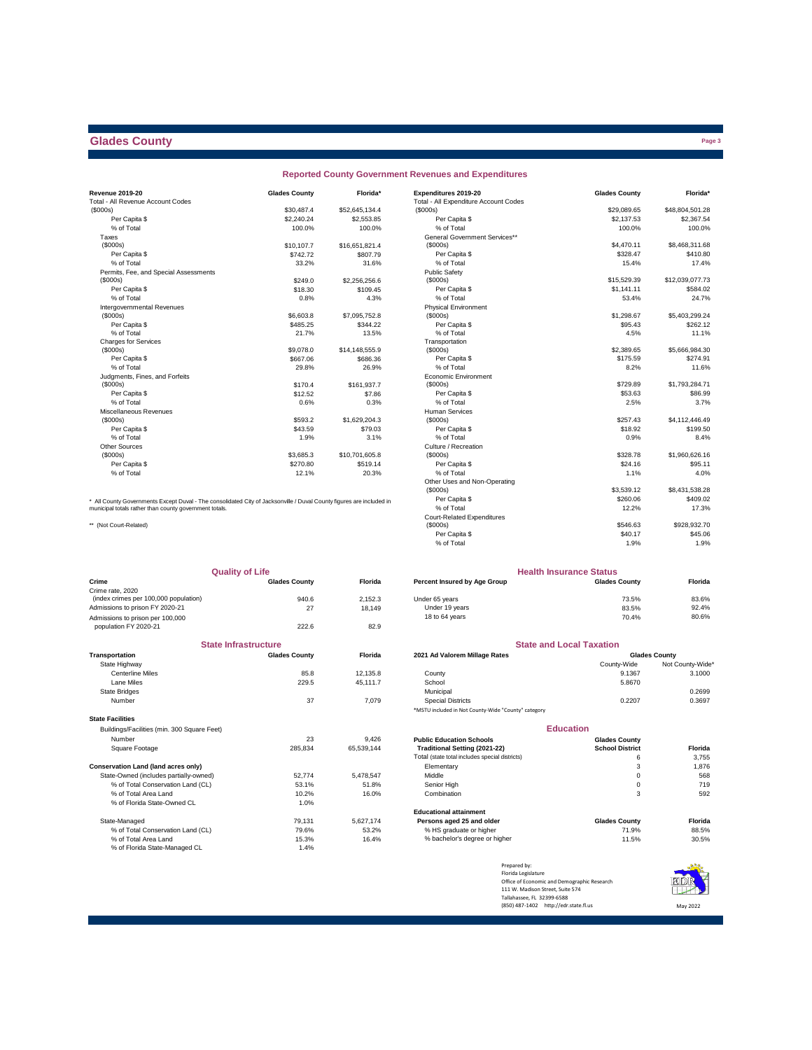# Glades County

## Reported County Government Revenues and Expenditures

| Revenue 2019-20 | Glades County | Florida* |
|---|---|---|
| Total - All Revenue Account Codes | | |
| ($000s) | $30,487.4 | $52,645,134.4 |
| Per Capita $ | $2,240.24 | $2,553.85 |
| % of Total | 100.0% | 100.0% |
| Taxes | | |
| ($000s) | $10,107.7 | $16,651,821.4 |
| Per Capita $ | $742.72 | $807.79 |
| % of Total | 33.2% | 31.6% |
| Permits, Fee, and Special Assessments | | |
| ($000s) | $249.0 | $2,256,256.6 |
| Per Capita $ | $18.30 | $109.45 |
| % of Total | 0.8% | 4.3% |
| Intergovernmental Revenues | | |
| ($000s) | $6,603.8 | $7,095,752.8 |
| Per Capita $ | $485.25 | $344.22 |
| % of Total | 21.7% | 13.5% |
| Charges for Services | | |
| ($000s) | $9,078.0 | $14,148,555.9 |
| Per Capita $ | $667.06 | $686.36 |
| % of Total | 29.8% | 26.9% |
| Judgments, Fines, and Forfeits | | |
| ($000s) | $170.4 | $161,937.7 |
| Per Capita $ | $12.52 | $7.86 |
| % of Total | 0.6% | 0.3% |
| Miscellaneous Revenues | | |
| ($000s) | $593.2 | $1,629,204.3 |
| Per Capita $ | $43.59 | $79.03 |
| % of Total | 1.9% | 3.1% |
| Other Sources | | |
| ($000s) | $3,685.3 | $10,701,605.8 |
| Per Capita $ | $270.80 | $519.14 |
| % of Total | 12.1% | 20.3% |

* All County Governments Except Duval - The consolidated City of Jacksonville / Duval County figures are included in municipal totals rather than county government totals.

** (Not Court-Related)

| Expenditures 2019-20 | Glades County | Florida* |
|---|---|---|
| Total - All Expenditure Account Codes | | |
| ($000s) | $29,089.65 | $48,804,501.28 |
| Per Capita $ | $2,137.53 | $2,367.54 |
| % of Total | 100.0% | 100.0% |
| General Government Services** | | |
| ($000s) | $4,470.11 | $8,468,311.68 |
| Per Capita $ | $328.47 | $410.80 |
| % of Total | 15.4% | 17.4% |
| Public Safety | | |
| ($000s) | $15,529.39 | $12,039,077.73 |
| Per Capita $ | $1,141.11 | $584.02 |
| % of Total | 53.4% | 24.7% |
| Physical Environment | | |
| ($000s) | $1,298.67 | $5,403,299.24 |
| Per Capita $ | $95.43 | $262.12 |
| % of Total | 4.5% | 11.1% |
| Transportation | | |
| ($000s) | $2,389.65 | $5,666,984.30 |
| Per Capita $ | $175.59 | $274.91 |
| % of Total | 8.2% | 11.6% |
| Economic Environment | | |
| ($000s) | $729.89 | $1,793,284.71 |
| Per Capita $ | $53.63 | $86.99 |
| % of Total | 2.5% | 3.7% |
| Human Services | | |
| ($000s) | $257.43 | $4,112,446.49 |
| Per Capita $ | $18.92 | $199.50 |
| % of Total | 0.9% | 8.4% |
| Culture / Recreation | | |
| ($000s) | $328.78 | $1,960,626.16 |
| Per Capita $ | $24.16 | $95.11 |
| % of Total | 1.1% | 4.0% |
| Other Uses and Non-Operating | | |
| ($000s) | $3,539.12 | $8,431,538.28 |
| Per Capita $ | $260.06 | $409.02 |
| % of Total | 12.2% | 17.3% |
| Court-Related Expenditures | | |
| ($000s) | $546.63 | $928,932.70 |
| Per Capita $ | $40.17 | $45.06 |
| % of Total | 1.9% | 1.9% |

## Quality of Life

| Crime | Glades County | Florida |
|---|---|---|
| Crime rate, 2020 (index crimes per 100,000 population) | 940.6 | 2,152.3 |
| Admissions to prison FY 2020-21 | 27 | 18,149 |
| Admissions to prison per 100,000 population FY 2020-21 | 222.6 | 82.9 |

## Health Insurance Status

| Percent Insured by Age Group | Glades County | Florida |
|---|---|---|
| Under 65 years | 73.5% | 83.6% |
| Under 19 years | 83.5% | 92.4% |
| 18 to 64 years | 70.4% | 80.6% |

## State Infrastructure

| Transportation | Glades County | Florida |
|---|---|---|
| State Highway | | |
| Centerline Miles | 85.8 | 12,135.8 |
| Lane Miles | 229.5 | 45,111.7 |
| State Bridges | | |
| Number | 37 | 7,079 |

| State Facilities | Glades County | Florida |
|---|---|---|
| Buildings/Facilities (min. 300 Square Feet) | | |
| Number | 23 | 9,426 |
| Square Footage | 285,834 | 65,539,144 |

| Conservation Land (land acres only) | Glades County | Florida |
|---|---|---|
| State-Owned (includes partially-owned) | 52,774 | 5,478,547 |
| % of Total Conservation Land (CL) | 53.1% | 51.8% |
| % of Total Area Land | 10.2% | 16.0% |
| % of Florida State-Owned CL | 1.0% | |
| State-Managed | 79,131 | 5,627,174 |
| % of Total Conservation Land (CL) | 79.6% | 53.2% |
| % of Total Area Land | 15.3% | 16.4% |
| % of Florida State-Managed CL | 1.4% | |

## State and Local Taxation

| 2021 Ad Valorem Millage Rates | Glades County County-Wide | Glades County Not County-Wide* |
|---|---|---|
| County | 9.1367 | 3.1000 |
| School | 5.8670 | |
| Municipal | | 0.2699 |
| Special Districts | 0.2207 | 0.3697 |

*MSTU included in Not County-Wide "County" category

## Education

| Public Education Schools Traditional Setting (2021-22) | Glades County School District | Florida |
|---|---|---|
| Total (state total includes special districts) | 6 | 3,755 |
| Elementary | 3 | 1,876 |
| Middle | 0 | 568 |
| Senior High | 0 | 719 |
| Combination | 3 | 592 |

| Educational attainment Persons aged 25 and older | Glades County | Florida |
|---|---|---|
| % HS graduate or higher | 71.9% | 88.5% |
| % bachelor's degree or higher | 11.5% | 30.5% |

Prepared by:
Florida Legislature
Office of Economic and Demographic Research
111 W. Madison Street, Suite 574
Tallahassee, FL 32399-6588
(850) 487-1402 http://edr.state.fl.us

May 2022